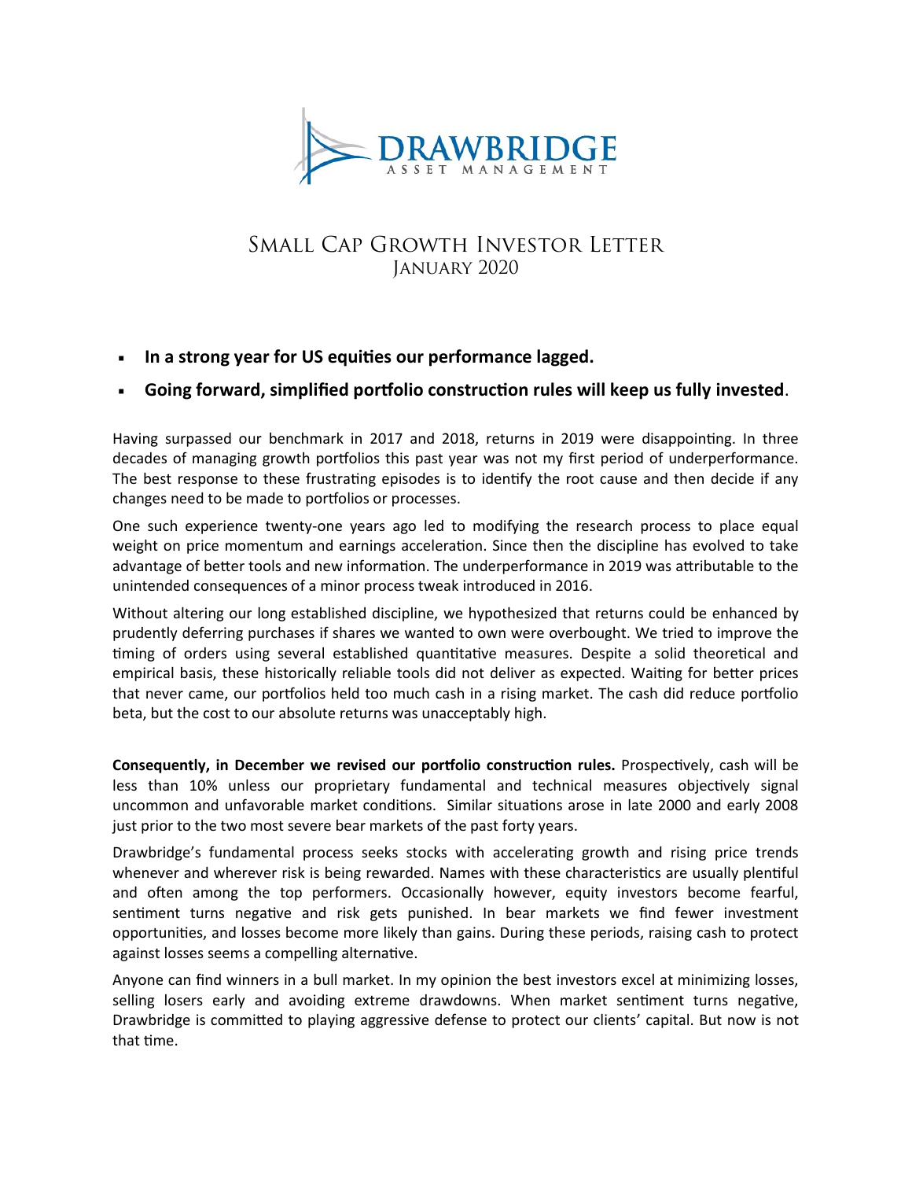# DRAWBRIDGE
ASSET MANAGEMENT

## Small Cap Growth Investor Letter
### January 2020

- **In a strong year for US equities our performance lagged.**
- **Going forward, simplified portfolio construction rules will keep us fully invested**.

Having surpassed our benchmark in 2017 and 2018, returns in 2019 were disappointing. In three decades of managing growth portfolios this past year was not my first period of underperformance. The best response to these frustrating episodes is to identify the root cause and then decide if any changes need to be made to portfolios or processes.

One such experience twenty-one years ago led to modifying the research process to place equal weight on price momentum and earnings acceleration. Since then the discipline has evolved to take advantage of better tools and new information. The underperformance in 2019 was attributable to the unintended consequences of a minor process tweak introduced in 2016.

Without altering our long established discipline, we hypothesized that returns could be enhanced by prudently deferring purchases if shares we wanted to own were overbought. We tried to improve the timing of orders using several established quantitative measures. Despite a solid theoretical and empirical basis, these historically reliable tools did not deliver as expected. Waiting for better prices that never came, our portfolios held too much cash in a rising market. The cash did reduce portfolio beta, but the cost to our absolute returns was unacceptably high.

**Consequently, in December we revised our portfolio construction rules.** Prospectively, cash will be less than 10% unless our proprietary fundamental and technical measures objectively signal uncommon and unfavorable market conditions. Similar situations arose in late 2000 and early 2008 just prior to the two most severe bear markets of the past forty years.

Drawbridge's fundamental process seeks stocks with accelerating growth and rising price trends whenever and wherever risk is being rewarded. Names with these characteristics are usually plentiful and often among the top performers. Occasionally however, equity investors become fearful, sentiment turns negative and risk gets punished. In bear markets we find fewer investment opportunities, and losses become more likely than gains. During these periods, raising cash to protect against losses seems a compelling alternative.

Anyone can find winners in a bull market. In my opinion the best investors excel at minimizing losses, selling losers early and avoiding extreme drawdowns. When market sentiment turns negative, Drawbridge is committed to playing aggressive defense to protect our clients' capital. But now is not that time.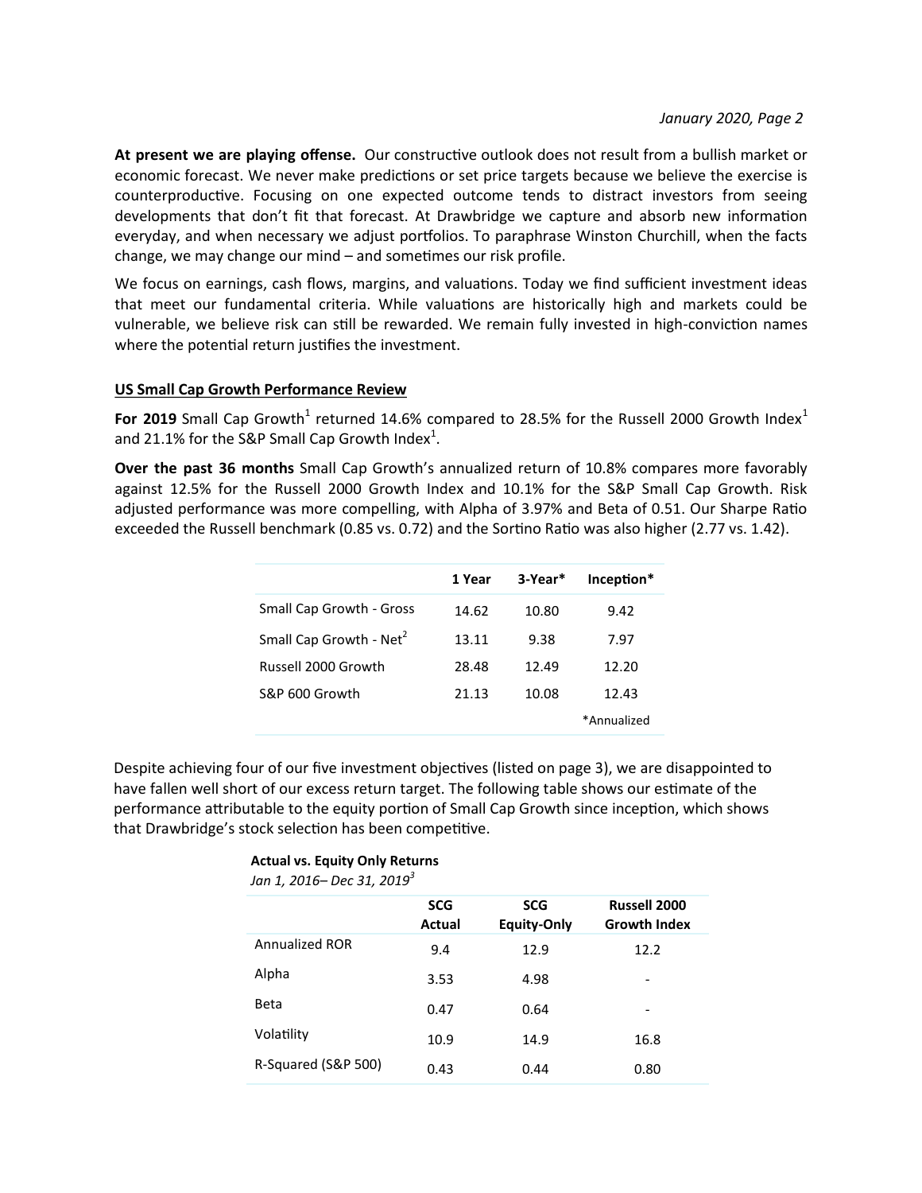**At present we are playing offense.** Our constructive outlook does not result from a bullish market or economic forecast. We never make predictions or set price targets because we believe the exercise is counterproductive. Focusing on one expected outcome tends to distract investors from seeing developments that don't fit that forecast. At Drawbridge we capture and absorb new information everyday, and when necessary we adjust portfolios. To paraphrase Winston Churchill, when the facts change, we may change our mind – and sometimes our risk profile.

We focus on earnings, cash flows, margins, and valuations. Today we find sufficient investment ideas that meet our fundamental criteria. While valuations are historically high and markets could be vulnerable, we believe risk can still be rewarded. We remain fully invested in high-conviction names where the potential return justifies the investment.

## US Small Cap Growth Performance Review

**For 2019** Small Cap Growth[1] returned 14.6% compared to 28.5% for the Russell 2000 Growth Index[1] and 21.1% for the S&P Small Cap Growth Index[1].

**Over the past 36 months** Small Cap Growth's annualized return of 10.8% compares more favorably against 12.5% for the Russell 2000 Growth Index and 10.1% for the S&P Small Cap Growth. Risk adjusted performance was more compelling, with Alpha of 3.97% and Beta of 0.51. Our Sharpe Ratio exceeded the Russell benchmark (0.85 vs. 0.72) and the Sortino Ratio was also higher (2.77 vs. 1.42).

| | 1 Year | 3-Year* | Inception* |
|---|---|---|---|
| Small Cap Growth - Gross | 14.62 | 10.80 | 9.42 |
| Small Cap Growth - Net[2] | 13.11 | 9.38 | 7.97 |
| Russell 2000 Growth | 28.48 | 12.49 | 12.20 |
| S&P 600 Growth | 21.13 | 10.08 | 12.43 |
| | | | *Annualized |

Despite achieving four of our five investment objectives (listed on page 3), we are disappointed to have fallen well short of our excess return target. The following table shows our estimate of the performance attributable to the equity portion of Small Cap Growth since inception, which shows that Drawbridge's stock selection has been competitive.

**Actual vs. Equity Only Returns**
*Jan 1, 2016– Dec 31, 2019[3]*

| | SCG Actual | SCG Equity-Only | Russell 2000 Growth Index |
|---|---|---|---|
| Annualized ROR | 9.4 | 12.9 | 12.2 |
| Alpha | 3.53 | 4.98 | - |
| Beta | 0.47 | 0.64 | - |
| Volatility | 10.9 | 14.9 | 16.8 |
| R-Squared (S&P 500) | 0.43 | 0.44 | 0.80 |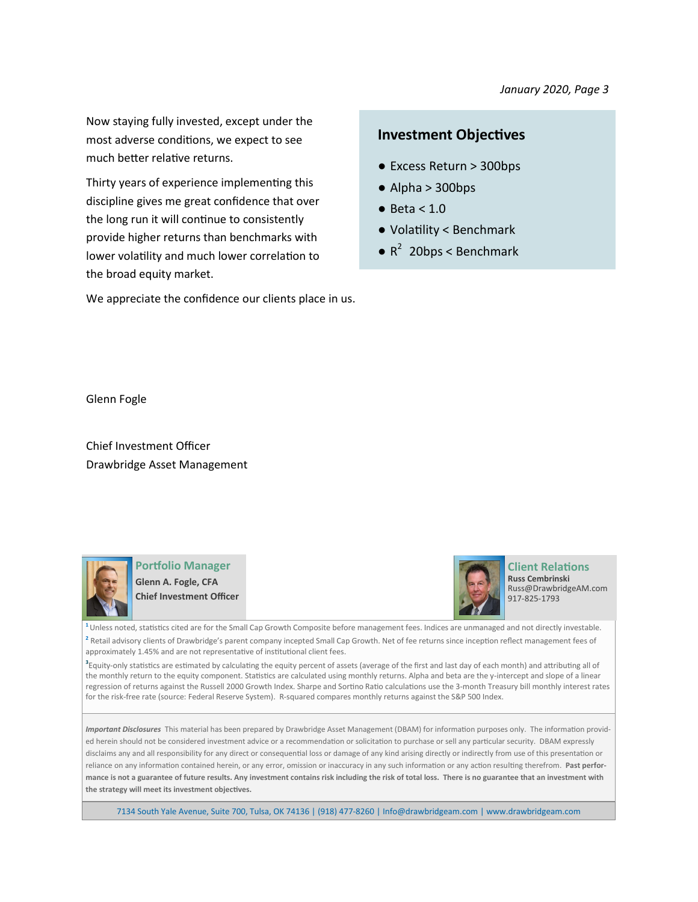Now staying fully invested, except under the most adverse conditions, we expect to see much better relative returns.

Thirty years of experience implementing this discipline gives me great confidence that over the long run it will continue to consistently provide higher returns than benchmarks with lower volatility and much lower correlation to the broad equity market.

We appreciate the confidence our clients place in us.

## Investment Objectives

- Excess Return > 300bps
- Alpha > 300bps
- Beta < 1.0
- Volatility < Benchmark
- $R^2$ 20bps < Benchmark

Glenn Fogle

Chief Investment Officer
Drawbridge Asset Management

**Portfolio Manager**
**Glenn A. Fogle, CFA**
**Chief Investment Officer**

**Client Relations**
**Russ Cembrinski**
Russ@DrawbridgeAM.com
917-825-1793

[1] Unless noted, statistics cited are for the Small Cap Growth Composite before management fees. Indices are unmanaged and not directly investable.

[2] Retail advisory clients of Drawbridge's parent company incepted Small Cap Growth. Net of fee returns since inception reflect management fees of approximately 1.45% and are not representative of institutional client fees.

[3] Equity-only statistics are estimated by calculating the equity percent of assets (average of the first and last day of each month) and attributing all of the monthly return to the equity component. Statistics are calculated using monthly returns. Alpha and beta are the y-intercept and slope of a linear regression of returns against the Russell 2000 Growth Index. Sharpe and Sortino Ratio calculations use the 3-month Treasury bill monthly interest rates for the risk-free rate (source: Federal Reserve System). R-squared compares monthly returns against the S&P 500 Index.

***Important Disclosures*** This material has been prepared by Drawbridge Asset Management (DBAM) for information purposes only. The information provided herein should not be considered investment advice or a recommendation or solicitation to purchase or sell any particular security. DBAM expressly disclaims any and all responsibility for any direct or consequential loss or damage of any kind arising directly or indirectly from use of this presentation or reliance on any information contained herein, or any error, omission or inaccuracy in any such information or any action resulting therefrom. **Past performance is not a guarantee of future results. Any investment contains risk including the risk of total loss. There is no guarantee that an investment with the strategy will meet its investment objectives.**

7134 South Yale Avenue, Suite 700, Tulsa, OK 74136 | (918) 477-8260 | Info@drawbridgeam.com | www.drawbridgeam.com